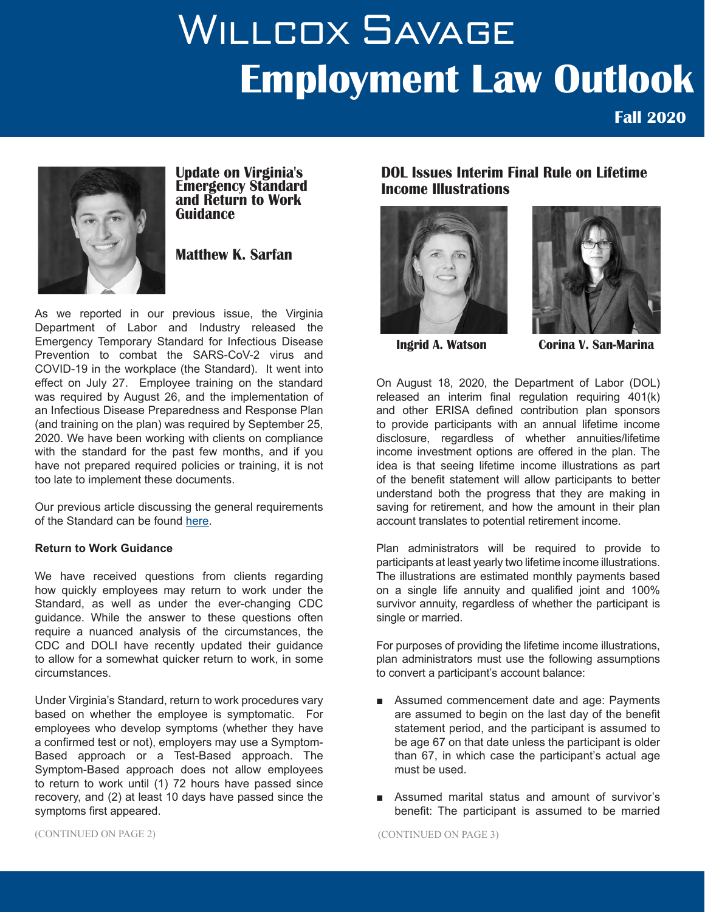# Willcox Savage

# Employment Law Outlook

**Fall 2020**

## Update on Virginia's Emergency Standard and Return to Work Guidance

**Matthew K. Sarfan**

As we reported in our previous issue, the Virginia Department of Labor and Industry released the Emergency Temporary Standard for Infectious Disease Prevention to combat the SARS-CoV-2 virus and COVID-19 in the workplace (the Standard). It went into effect on July 27. Employee training on the standard was required by August 26, and the implementation of an Infectious Disease Preparedness and Response Plan (and training on the plan) was required by September 25, 2020. We have been working with clients on compliance with the standard for the past few months, and if you have not prepared required policies or training, it is not too late to implement these documents.

Our previous article discussing the general requirements of the Standard can be found here.

**Return to Work Guidance**

We have received questions from clients regarding how quickly employees may return to work under the Standard, as well as under the ever-changing CDC guidance. While the answer to these questions often require a nuanced analysis of the circumstances, the CDC and DOLI have recently updated their guidance to allow for a somewhat quicker return to work, in some circumstances.

Under Virginia's Standard, return to work procedures vary based on whether the employee is symptomatic. For employees who develop symptoms (whether they have a confirmed test or not), employers may use a Symptom-Based approach or a Test-Based approach. The Symptom-Based approach does not allow employees to return to work until (1) 72 hours have passed since recovery, and (2) at least 10 days have passed since the symptoms first appeared.

(CONTINUED ON PAGE 2)

## DOL Issues Interim Final Rule on Lifetime Income Illustrations

**Ingrid A. Watson** **Corina V. San-Marina**

On August 18, 2020, the Department of Labor (DOL) released an interim final regulation requiring 401(k) and other ERISA defined contribution plan sponsors to provide participants with an annual lifetime income disclosure, regardless of whether annuities/lifetime income investment options are offered in the plan. The idea is that seeing lifetime income illustrations as part of the benefit statement will allow participants to better understand both the progress that they are making in saving for retirement, and how the amount in their plan account translates to potential retirement income.

Plan administrators will be required to provide to participants at least yearly two lifetime income illustrations. The illustrations are estimated monthly payments based on a single life annuity and qualified joint and 100% survivor annuity, regardless of whether the participant is single or married.

For purposes of providing the lifetime income illustrations, plan administrators must use the following assumptions to convert a participant's account balance:

- Assumed commencement date and age: Payments are assumed to begin on the last day of the benefit statement period, and the participant is assumed to be age 67 on that date unless the participant is older than 67, in which case the participant's actual age must be used.
- Assumed marital status and amount of survivor's benefit: The participant is assumed to be married

(CONTINUED ON PAGE 3)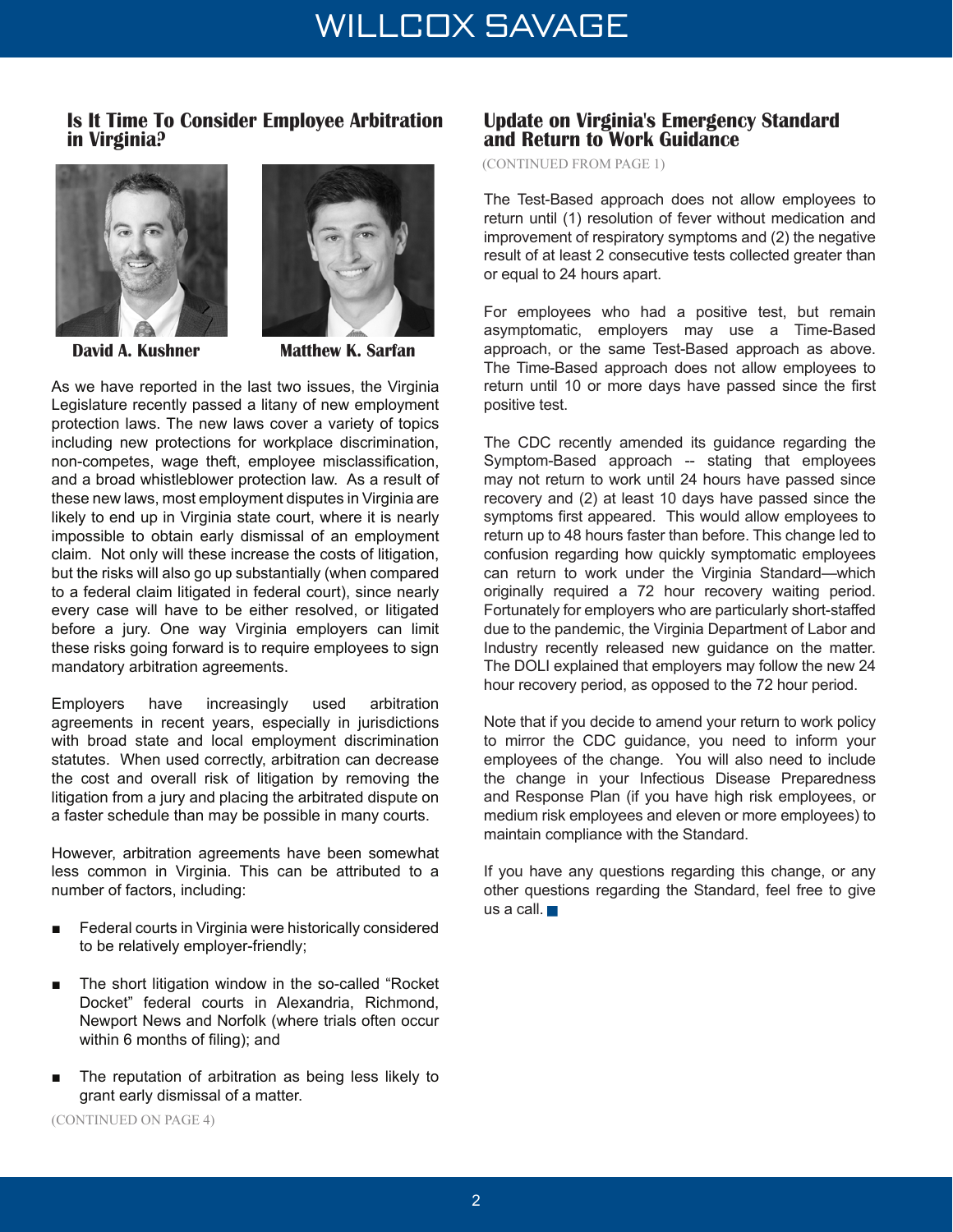## Is It Time To Consider Employee Arbitration in Virginia?

**David A. Kushner** **Matthew K. Sarfan**

As we have reported in the last two issues, the Virginia Legislature recently passed a litany of new employment protection laws. The new laws cover a variety of topics including new protections for workplace discrimination, non-competes, wage theft, employee misclassification, and a broad whistleblower protection law. As a result of these new laws, most employment disputes in Virginia are likely to end up in Virginia state court, where it is nearly impossible to obtain early dismissal of an employment claim. Not only will these increase the costs of litigation, but the risks will also go up substantially (when compared to a federal claim litigated in federal court), since nearly every case will have to be either resolved, or litigated before a jury. One way Virginia employers can limit these risks going forward is to require employees to sign mandatory arbitration agreements.

Employers have increasingly used arbitration agreements in recent years, especially in jurisdictions with broad state and local employment discrimination statutes. When used correctly, arbitration can decrease the cost and overall risk of litigation by removing the litigation from a jury and placing the arbitrated dispute on a faster schedule than may be possible in many courts.

However, arbitration agreements have been somewhat less common in Virginia. This can be attributed to a number of factors, including:

- Federal courts in Virginia were historically considered to be relatively employer-friendly;
- The short litigation window in the so-called "Rocket Docket" federal courts in Alexandria, Richmond, Newport News and Norfolk (where trials often occur within 6 months of filing); and
- The reputation of arbitration as being less likely to grant early dismissal of a matter.

(CONTINUED ON PAGE 4)

## Update on Virginia's Emergency Standard and Return to Work Guidance

(CONTINUED FROM PAGE 1)

The Test-Based approach does not allow employees to return until (1) resolution of fever without medication and improvement of respiratory symptoms and (2) the negative result of at least 2 consecutive tests collected greater than or equal to 24 hours apart.

For employees who had a positive test, but remain asymptomatic, employers may use a Time-Based approach, or the same Test-Based approach as above. The Time-Based approach does not allow employees to return until 10 or more days have passed since the first positive test.

The CDC recently amended its guidance regarding the Symptom-Based approach -- stating that employees may not return to work until 24 hours have passed since recovery and (2) at least 10 days have passed since the symptoms first appeared. This would allow employees to return up to 48 hours faster than before. This change led to confusion regarding how quickly symptomatic employees can return to work under the Virginia Standard—which originally required a 72 hour recovery waiting period. Fortunately for employers who are particularly short-staffed due to the pandemic, the Virginia Department of Labor and Industry recently released new guidance on the matter. The DOLI explained that employers may follow the new 24 hour recovery period, as opposed to the 72 hour period.

Note that if you decide to amend your return to work policy to mirror the CDC guidance, you need to inform your employees of the change. You will also need to include the change in your Infectious Disease Preparedness and Response Plan (if you have high risk employees, or medium risk employees and eleven or more employees) to maintain compliance with the Standard.

If you have any questions regarding this change, or any other questions regarding the Standard, feel free to give us a call. ■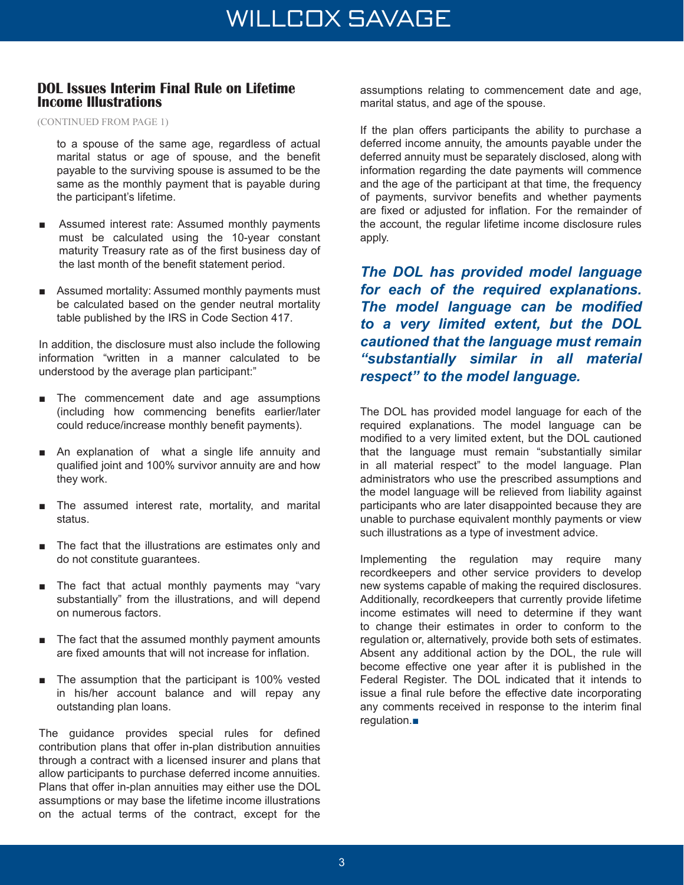## DOL Issues Interim Final Rule on Lifetime Income Illustrations

(CONTINUED FROM PAGE 1)

to a spouse of the same age, regardless of actual marital status or age of spouse, and the benefit payable to the surviving spouse is assumed to be the same as the monthly payment that is payable during the participant's lifetime.

- Assumed interest rate: Assumed monthly payments must be calculated using the 10-year constant maturity Treasury rate as of the first business day of the last month of the benefit statement period.
- Assumed mortality: Assumed monthly payments must be calculated based on the gender neutral mortality table published by the IRS in Code Section 417.

In addition, the disclosure must also include the following information "written in a manner calculated to be understood by the average plan participant:"

- The commencement date and age assumptions (including how commencing benefits earlier/later could reduce/increase monthly benefit payments).
- An explanation of what a single life annuity and qualified joint and 100% survivor annuity are and how they work.
- The assumed interest rate, mortality, and marital status.
- The fact that the illustrations are estimates only and do not constitute guarantees.
- The fact that actual monthly payments may "vary substantially" from the illustrations, and will depend on numerous factors.
- The fact that the assumed monthly payment amounts are fixed amounts that will not increase for inflation.
- The assumption that the participant is 100% vested in his/her account balance and will repay any outstanding plan loans.

The guidance provides special rules for defined contribution plans that offer in-plan distribution annuities through a contract with a licensed insurer and plans that allow participants to purchase deferred income annuities. Plans that offer in-plan annuities may either use the DOL assumptions or may base the lifetime income illustrations on the actual terms of the contract, except for the assumptions relating to commencement date and age, marital status, and age of the spouse.

If the plan offers participants the ability to purchase a deferred income annuity, the amounts payable under the deferred annuity must be separately disclosed, along with information regarding the date payments will commence and the age of the participant at that time, the frequency of payments, survivor benefits and whether payments are fixed or adjusted for inflation. For the remainder of the account, the regular lifetime income disclosure rules apply.

***The DOL has provided model language for each of the required explanations. The model language can be modified to a very limited extent, but the DOL cautioned that the language must remain "substantially similar in all material respect" to the model language.***

The DOL has provided model language for each of the required explanations. The model language can be modified to a very limited extent, but the DOL cautioned that the language must remain "substantially similar in all material respect" to the model language. Plan administrators who use the prescribed assumptions and the model language will be relieved from liability against participants who are later disappointed because they are unable to purchase equivalent monthly payments or view such illustrations as a type of investment advice.

Implementing the regulation may require many recordkeepers and other service providers to develop new systems capable of making the required disclosures. Additionally, recordkeepers that currently provide lifetime income estimates will need to determine if they want to change their estimates in order to conform to the regulation or, alternatively, provide both sets of estimates. Absent any additional action by the DOL, the rule will become effective one year after it is published in the Federal Register. The DOL indicated that it intends to issue a final rule before the effective date incorporating any comments received in response to the interim final regulation.■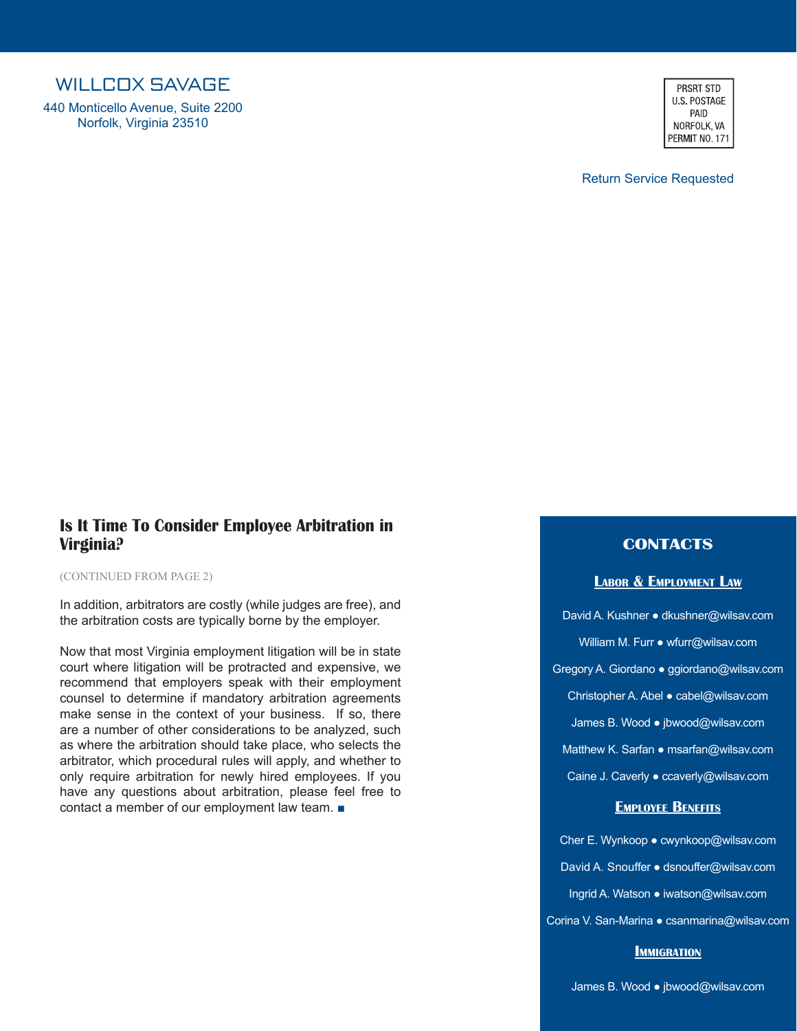WILLCOX SAVAGE

440 Monticello Avenue, Suite 2200
Norfolk, Virginia 23510

PRSRT STD
U.S. POSTAGE
PAID
NORFOLK, VA
PERMIT NO. 171

Return Service Requested

## Is It Time To Consider Employee Arbitration in Virginia?

(CONTINUED FROM PAGE 2)

In addition, arbitrators are costly (while judges are free), and the arbitration costs are typically borne by the employer.

Now that most Virginia employment litigation will be in state court where litigation will be protracted and expensive, we recommend that employers speak with their employment counsel to determine if mandatory arbitration agreements make sense in the context of your business. If so, there are a number of other considerations to be analyzed, such as where the arbitration should take place, who selects the arbitrator, which procedural rules will apply, and whether to only require arbitration for newly hired employees. If you have any questions about arbitration, please feel free to contact a member of our employment law team. ■

## CONTACTS

### Labor & Employment Law

David A. Kushner ● dkushner@wilsav.com

William M. Furr ● wfurr@wilsav.com

Gregory A. Giordano ● ggiordano@wilsav.com

Christopher A. Abel ● cabel@wilsav.com

James B. Wood ● jbwood@wilsav.com

Matthew K. Sarfan ● msarfan@wilsav.com

Caine J. Caverly ● ccaverly@wilsav.com

### Employee Benefits

Cher E. Wynkoop ● cwynkoop@wilsav.com

David A. Snouffer ● dsnouffer@wilsav.com

Ingrid A. Watson ● iwatson@wilsav.com

Corina V. San-Marina ● csanmarina@wilsav.com

### Immigration

James B. Wood ● jbwood@wilsav.com